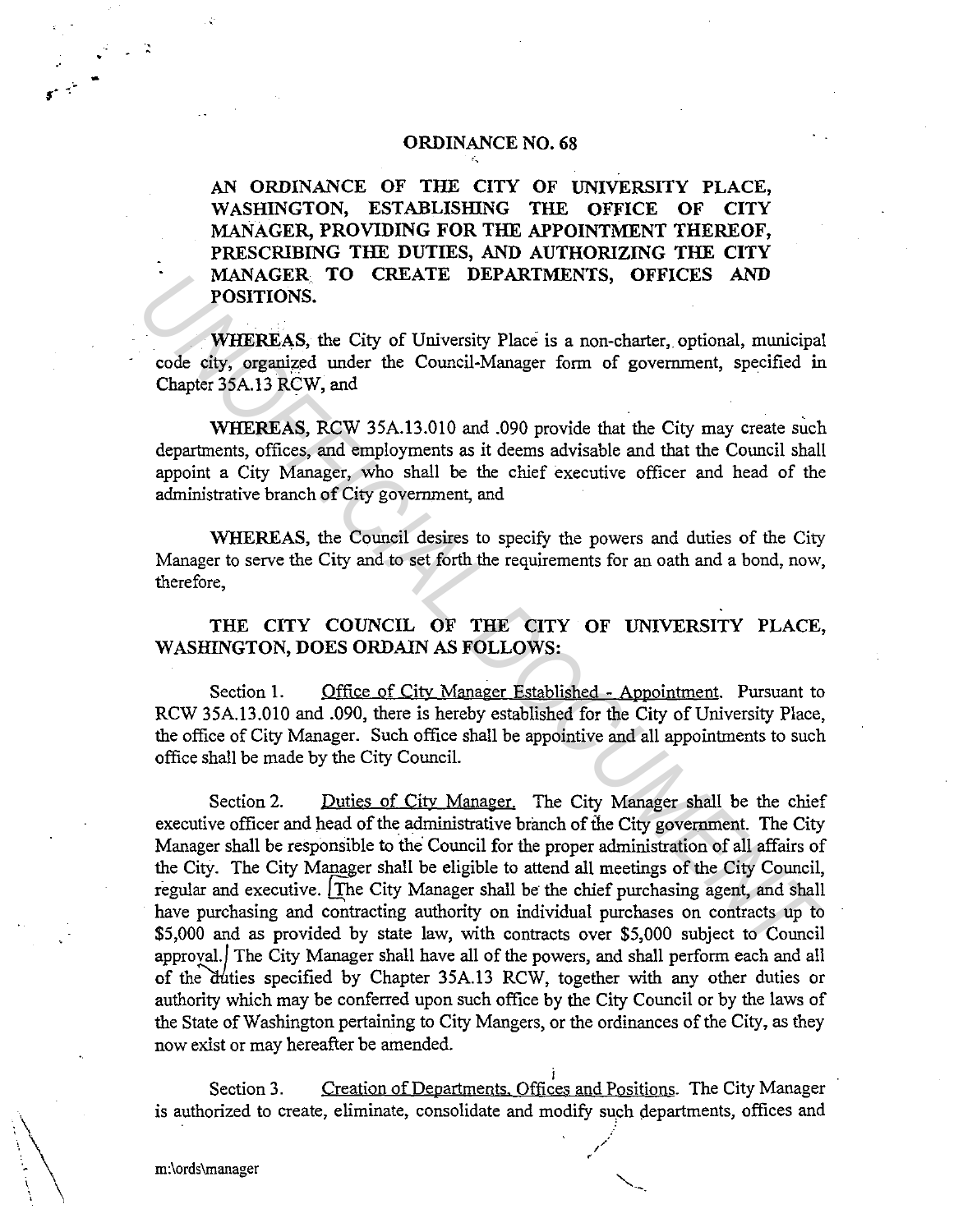# ORDINANCE NO. 68

**AN ORDINANCE OF THE CITY OF UNIVERSITY PLACE, WASHINGTON, ESTABLISHING THE OFFICE OF CITY MANAGER, PROVIDING FOR THE APPOINTMENT THEREOF, PRESCRIBING THE DUTIES, AND AUTHORIZING THE CITY MANAGER TO CREATE DEPARTMENTS, OFFICES AND POSITIONS.**

**WHEREAS**, the City of University Place is a non-charter, optional, municipal code city, organized under the Council-Manager form of government, specified in Chapter 35A.13 RCW, and

**WHEREAS**, RCW 35A.13.010 and .090 provide that the City may create such departments, offices, and employments as it deems advisable and that the Council shall appoint a City Manager, who shall be the chief executive officer and head of the administrative branch of City government, and

**WHEREAS**, the Council desires to specify the powers and duties of the City Manager to serve the City and to set forth the requirements for an oath and a bond, now, therefore,

**THE CITY COUNCIL OF THE CITY OF UNIVERSITY PLACE, WASHINGTON, DOES ORDAIN AS FOLLOWS:**

Section 1. Office of City Manager Established - Appointment. Pursuant to RCW 35A.13.010 and .090, there is hereby established for the City of University Place, the office of City Manager. Such office shall be appointive and all appointments to such office shall be made by the City Council.

Section 2. Duties of City Manager. The City Manager shall be the chief executive officer and head of the administrative branch of the City government. The City Manager shall be responsible to the Council for the proper administration of all affairs of the City. The City Manager shall be eligible to attend all meetings of the City Council, regular and executive. The City Manager shall be the chief purchasing agent, and shall have purchasing and contracting authority on individual purchases on contracts up to $5,000 and as provided by state law, with contracts over $5,000 subject to Council approval. The City Manager shall have all of the powers, and shall perform each and all of the duties specified by Chapter 35A.13 RCW, together with any other duties or authority which may be conferred upon such office by the City Council or by the laws of the State of Washington pertaining to City Mangers, or the ordinances of the City, as they now exist or may hereafter be amended.

Section 3. Creation of Departments, Offices and Positions. The City Manager is authorized to create, eliminate, consolidate and modify such departments, offices and

m:\ords\manager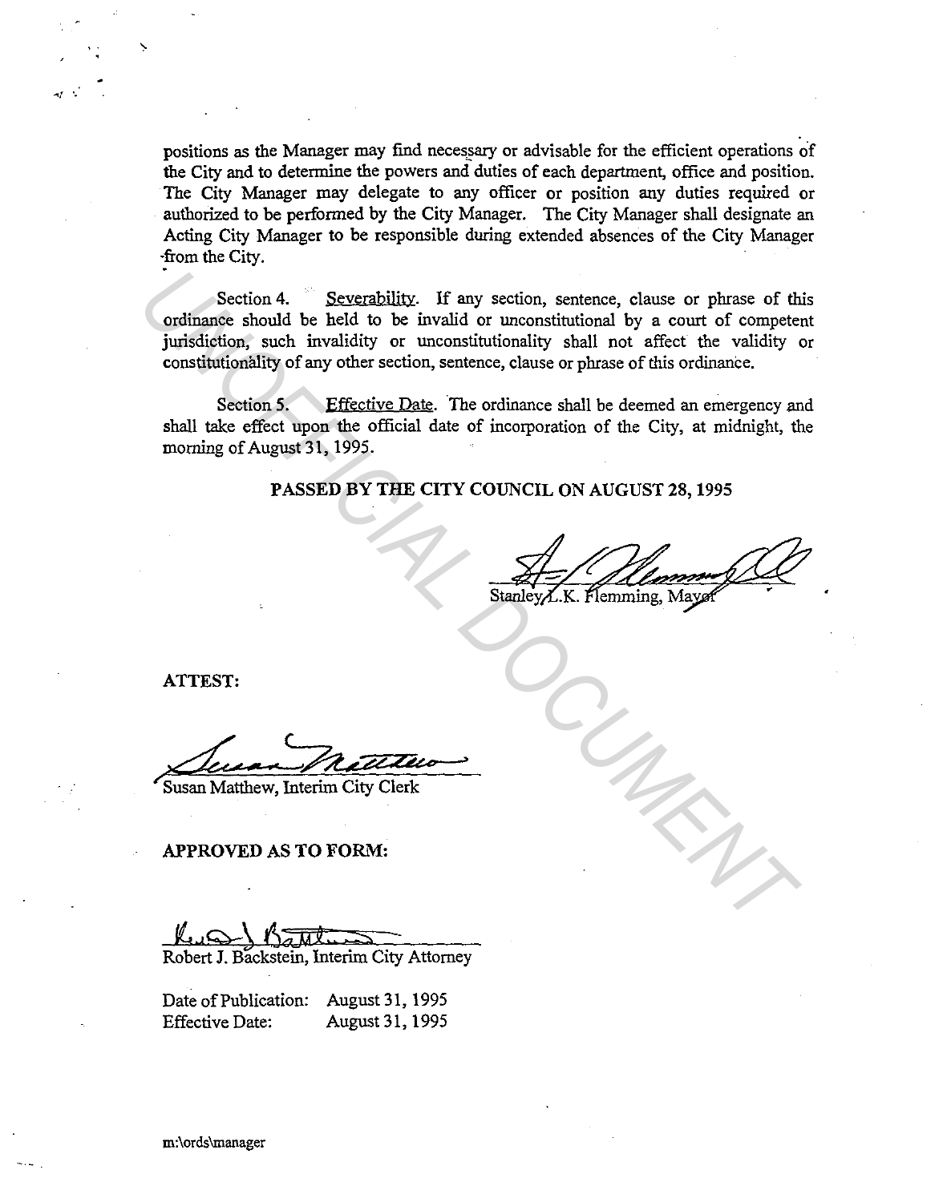positions as the Manager may find necessary or advisable for the efficient operations of the City and to determine the powers and duties of each department, office and position. The City Manager may delegate to any officer or position any duties required or authorized to be performed by the City Manager. The City Manager shall designate an Acting City Manager to be responsible during extended absences of the City Manager from the City.

Section 4. Severability. If any section, sentence, clause or phrase of this ordinance should be held to be invalid or unconstitutional by a court of competent jurisdiction, such invalidity or unconstitutionality shall not affect the validity or constitutionality of any other section, sentence, clause or phrase of this ordinance.

Section 5. Effective Date. The ordinance shall be deemed an emergency and shall take effect upon the official date of incorporation of the City, at midnight, the morning of August 31, 1995.

**PASSED BY THE CITY COUNCIL ON AUGUST 28, 1995**

Stanley L.K. Flemming, Mayor

**ATTEST:**

Susan Matthew, Interim City Clerk

**APPROVED AS TO FORM:**

Robert J. Backstein, Interim City Attorney

Date of Publication: August 31, 1995
Effective Date: August 31, 1995

m:\ords\manager